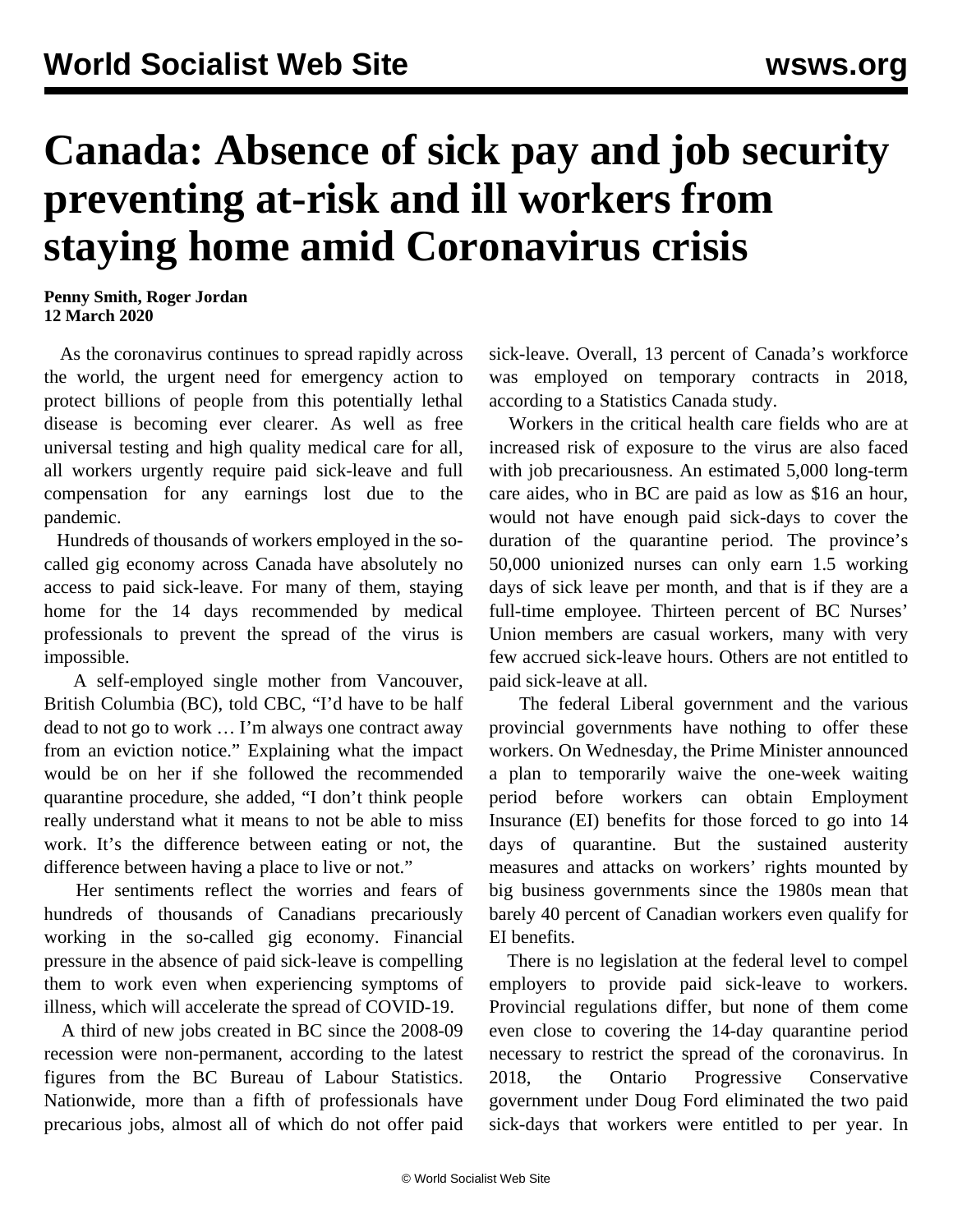# Canada: Absence of sick pay and job security preventing at-risk and ill workers from staying home amid Coronavirus crisis

**Penny Smith, Roger Jordan**
**12 March 2020**

As the coronavirus continues to spread rapidly across the world, the urgent need for emergency action to protect billions of people from this potentially lethal disease is becoming ever clearer. As well as free universal testing and high quality medical care for all, all workers urgently require paid sick-leave and full compensation for any earnings lost due to the pandemic.

Hundreds of thousands of workers employed in the so-called gig economy across Canada have absolutely no access to paid sick-leave. For many of them, staying home for the 14 days recommended by medical professionals to prevent the spread of the virus is impossible.

A self-employed single mother from Vancouver, British Columbia (BC), told CBC, "I'd have to be half dead to not go to work … I'm always one contract away from an eviction notice." Explaining what the impact would be on her if she followed the recommended quarantine procedure, she added, "I don't think people really understand what it means to not be able to miss work. It's the difference between eating or not, the difference between having a place to live or not."

Her sentiments reflect the worries and fears of hundreds of thousands of Canadians precariously working in the so-called gig economy. Financial pressure in the absence of paid sick-leave is compelling them to work even when experiencing symptoms of illness, which will accelerate the spread of COVID-19.

A third of new jobs created in BC since the 2008-09 recession were non-permanent, according to the latest figures from the BC Bureau of Labour Statistics. Nationwide, more than a fifth of professionals have precarious jobs, almost all of which do not offer paid sick-leave. Overall, 13 percent of Canada's workforce was employed on temporary contracts in 2018, according to a Statistics Canada study.

Workers in the critical health care fields who are at increased risk of exposure to the virus are also faced with job precariousness. An estimated 5,000 long-term care aides, who in BC are paid as low as $16 an hour, would not have enough paid sick-days to cover the duration of the quarantine period. The province's 50,000 unionized nurses can only earn 1.5 working days of sick leave per month, and that is if they are a full-time employee. Thirteen percent of BC Nurses' Union members are casual workers, many with very few accrued sick-leave hours. Others are not entitled to paid sick-leave at all.

The federal Liberal government and the various provincial governments have nothing to offer these workers. On Wednesday, the Prime Minister announced a plan to temporarily waive the one-week waiting period before workers can obtain Employment Insurance (EI) benefits for those forced to go into 14 days of quarantine. But the sustained austerity measures and attacks on workers' rights mounted by big business governments since the 1980s mean that barely 40 percent of Canadian workers even qualify for EI benefits.

There is no legislation at the federal level to compel employers to provide paid sick-leave to workers. Provincial regulations differ, but none of them come even close to covering the 14-day quarantine period necessary to restrict the spread of the coronavirus. In 2018, the Ontario Progressive Conservative government under Doug Ford eliminated the two paid sick-days that workers were entitled to per year. In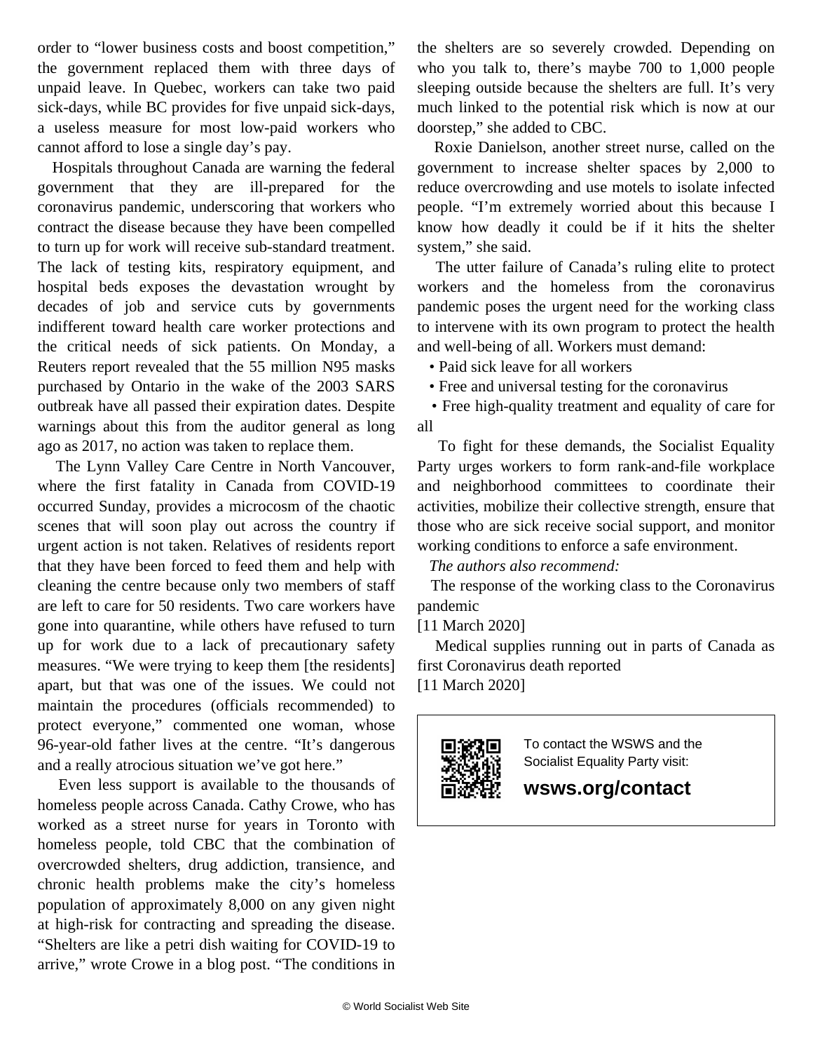order to "lower business costs and boost competition," the government replaced them with three days of unpaid leave. In Quebec, workers can take two paid sick-days, while BC provides for five unpaid sick-days, a useless measure for most low-paid workers who cannot afford to lose a single day's pay.

Hospitals throughout Canada are warning the federal government that they are ill-prepared for the coronavirus pandemic, underscoring that workers who contract the disease because they have been compelled to turn up for work will receive sub-standard treatment. The lack of testing kits, respiratory equipment, and hospital beds exposes the devastation wrought by decades of job and service cuts by governments indifferent toward health care worker protections and the critical needs of sick patients. On Monday, a Reuters report revealed that the 55 million N95 masks purchased by Ontario in the wake of the 2003 SARS outbreak have all passed their expiration dates. Despite warnings about this from the auditor general as long ago as 2017, no action was taken to replace them.

The Lynn Valley Care Centre in North Vancouver, where the first fatality in Canada from COVID-19 occurred Sunday, provides a microcosm of the chaotic scenes that will soon play out across the country if urgent action is not taken. Relatives of residents report that they have been forced to feed them and help with cleaning the centre because only two members of staff are left to care for 50 residents. Two care workers have gone into quarantine, while others have refused to turn up for work due to a lack of precautionary safety measures. "We were trying to keep them [the residents] apart, but that was one of the issues. We could not maintain the procedures (officials recommended) to protect everyone," commented one woman, whose 96-year-old father lives at the centre. "It's dangerous and a really atrocious situation we've got here."

Even less support is available to the thousands of homeless people across Canada. Cathy Crowe, who has worked as a street nurse for years in Toronto with homeless people, told CBC that the combination of overcrowded shelters, drug addiction, transience, and chronic health problems make the city's homeless population of approximately 8,000 on any given night at high-risk for contracting and spreading the disease. "Shelters are like a petri dish waiting for COVID-19 to arrive," wrote Crowe in a blog post. "The conditions in the shelters are so severely crowded. Depending on who you talk to, there's maybe 700 to 1,000 people sleeping outside because the shelters are full. It's very much linked to the potential risk which is now at our doorstep," she added to CBC.

Roxie Danielson, another street nurse, called on the government to increase shelter spaces by 2,000 to reduce overcrowding and use motels to isolate infected people. "I'm extremely worried about this because I know how deadly it could be if it hits the shelter system," she said.

The utter failure of Canada's ruling elite to protect workers and the homeless from the coronavirus pandemic poses the urgent need for the working class to intervene with its own program to protect the health and well-being of all. Workers must demand:

- Paid sick leave for all workers
- Free and universal testing for the coronavirus
- Free high-quality treatment and equality of care for all

To fight for these demands, the Socialist Equality Party urges workers to form rank-and-file workplace and neighborhood committees to coordinate their activities, mobilize their collective strength, ensure that those who are sick receive social support, and monitor working conditions to enforce a safe environment.

*The authors also recommend:*

The response of the working class to the Coronavirus pandemic
[11 March 2020]

Medical supplies running out in parts of Canada as first Coronavirus death reported
[11 March 2020]

To contact the WSWS and the Socialist Equality Party visit:

**wsws.org/contact**